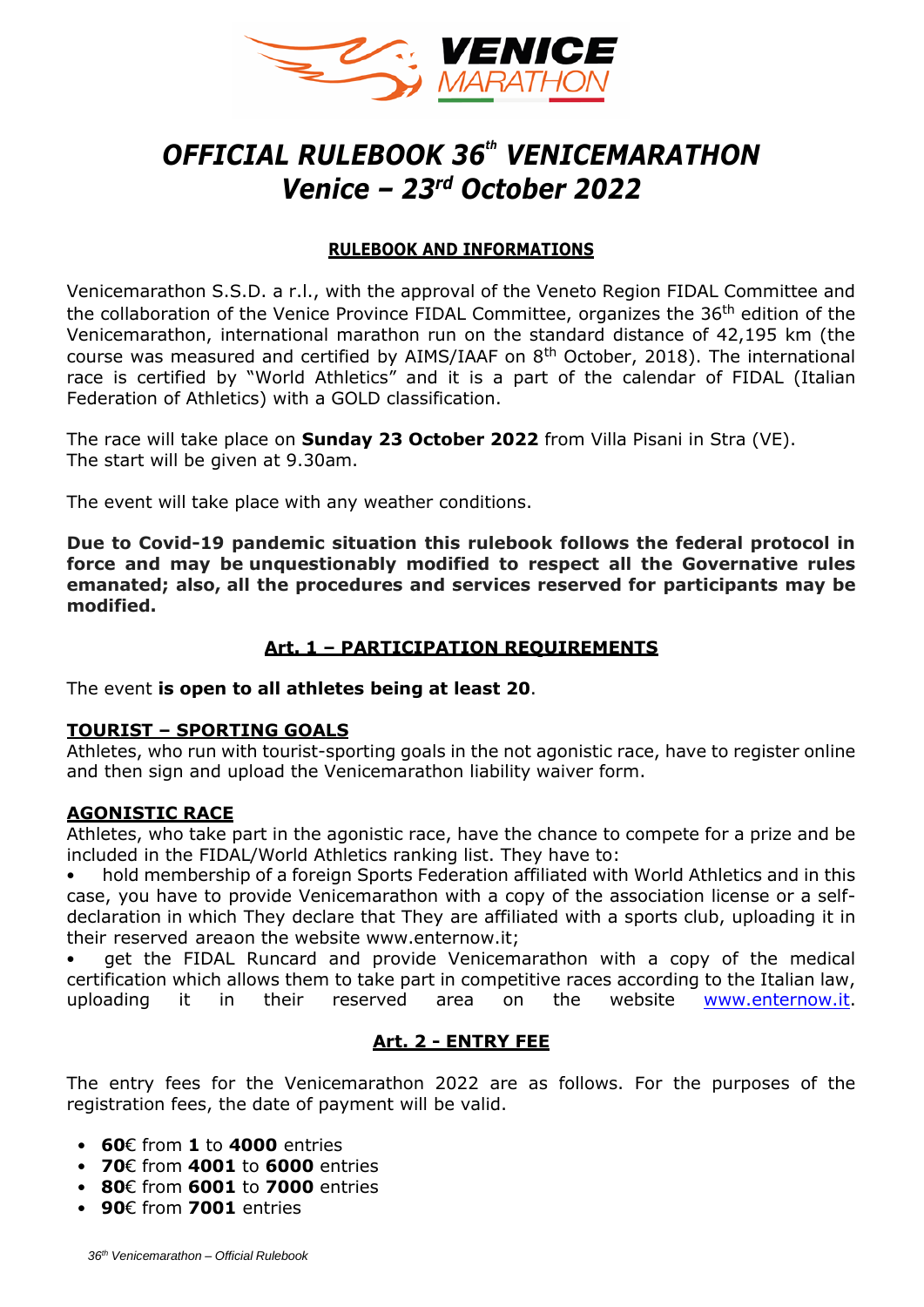# OFFICIAL RULEBOOK 36th VENICEMARATHON
# Venice – 23rd October 2022

## RULEBOOK AND INFORMATIONS

Venicemarathon S.S.D. a r.l., with the approval of the Veneto Region FIDAL Committee and the collaboration of the Venice Province FIDAL Committee, organizes the 36th edition of the Venicemarathon, international marathon run on the standard distance of 42,195 km (the course was measured and certified by AIMS/IAAF on 8th October, 2018). The international race is certified by "World Athletics" and it is a part of the calendar of FIDAL (Italian Federation of Athletics) with a GOLD classification.

The race will take place on **Sunday 23 October 2022** from Villa Pisani in Stra (VE).
The start will be given at 9.30am.

The event will take place with any weather conditions.

**Due to Covid-19 pandemic situation this rulebook follows the federal protocol in force and may be unquestionably modified to respect all the Governative rules emanated; also, all the procedures and services reserved for participants may be modified.**

## Art. 1 – PARTICIPATION REQUIREMENTS

The event **is open to all athletes being at least 20**.

### TOURIST – SPORTING GOALS

Athletes, who run with tourist-sporting goals in the not agonistic race, have to register online and then sign and upload the Venicemarathon liability waiver form.

### AGONISTIC RACE

Athletes, who take part in the agonistic race, have the chance to compete for a prize and be included in the FIDAL/World Athletics ranking list. They have to:

- hold membership of a foreign Sports Federation affiliated with World Athletics and in this case, you have to provide Venicemarathon with a copy of the association license or a self-declaration in which They declare that They are affiliated with a sports club, uploading it in their reserved areaon the website www.enternow.it;
- get the FIDAL Runcard and provide Venicemarathon with a copy of the medical certification which allows them to take part in competitive races according to the Italian law, uploading it in their reserved area on the website www.enternow.it.

## Art. 2 - ENTRY FEE

The entry fees for the Venicemarathon 2022 are as follows. For the purposes of the registration fees, the date of payment will be valid.

- **60**€ from **1** to **4000** entries
- **70**€ from **4001** to **6000** entries
- **80**€ from **6001** to **7000** entries
- **90**€ from **7001** entries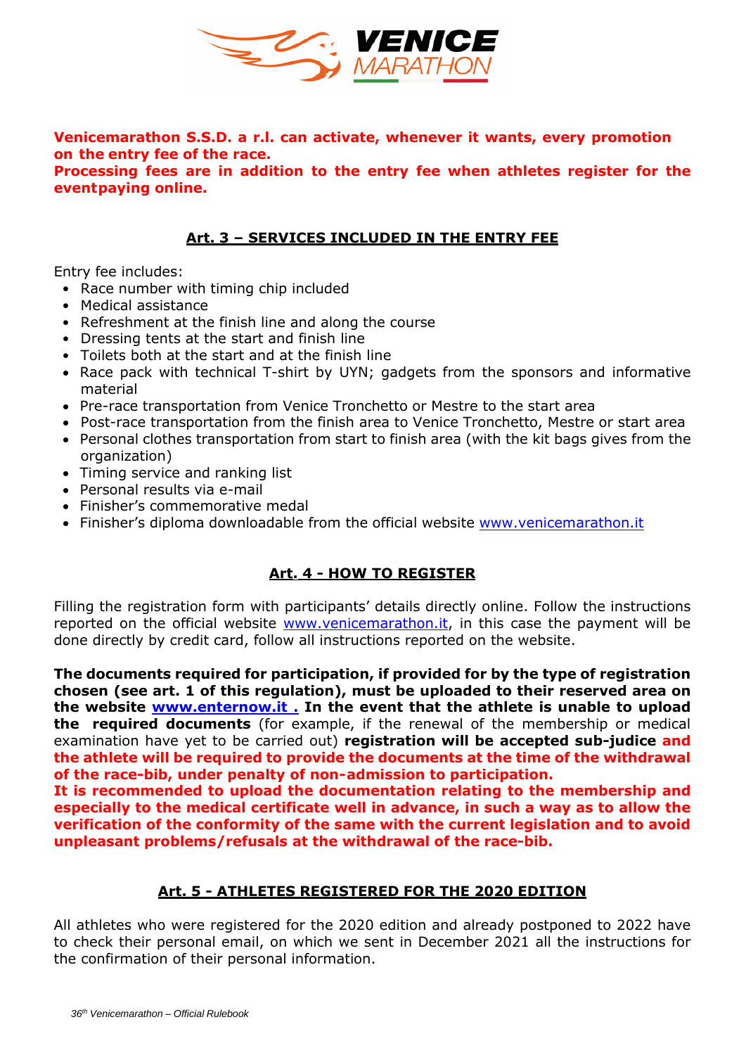**Venicemarathon S.S.D. a r.l. can activate, whenever it wants, every promotion on the entry fee of the race.**
**Processing fees are in addition to the entry fee when athletes register for the eventpaying online.**

## Art. 3 – SERVICES INCLUDED IN THE ENTRY FEE

Entry fee includes:

- Race number with timing chip included
- Medical assistance
- Refreshment at the finish line and along the course
- Dressing tents at the start and finish line
- Toilets both at the start and at the finish line
- Race pack with technical T-shirt by UYN; gadgets from the sponsors and informative material
- Pre-race transportation from Venice Tronchetto or Mestre to the start area
- Post-race transportation from the finish area to Venice Tronchetto, Mestre or start area
- Personal clothes transportation from start to finish area (with the kit bags gives from the organization)
- Timing service and ranking list
- Personal results via e-mail
- Finisher's commemorative medal
- Finisher's diploma downloadable from the official website [www.venicemarathon.it](http://www.venicemarathon.it)

## Art. 4 - HOW TO REGISTER

Filling the registration form with participants' details directly online. Follow the instructions reported on the official website [www.venicemarathon.it](http://www.venicemarathon.it), in this case the payment will be done directly by credit card, follow all instructions reported on the website.

**The documents required for participation, if provided for by the type of registration chosen (see art. 1 of this regulation), must be uploaded to their reserved area on the website [www.enternow.it](http://www.enternow.it) . In the event that the athlete is unable to upload the required documents** (for example, if the renewal of the membership or medical examination have yet to be carried out) **registration will be accepted sub-judice and the athlete will be required to provide the documents at the time of the withdrawal of the race-bib, under penalty of non-admission to participation.**
**It is recommended to upload the documentation relating to the membership and especially to the medical certificate well in advance, in such a way as to allow the verification of the conformity of the same with the current legislation and to avoid unpleasant problems/refusals at the withdrawal of the race-bib.**

## Art. 5 - ATHLETES REGISTERED FOR THE 2020 EDITION

All athletes who were registered for the 2020 edition and already postponed to 2022 have to check their personal email, on which we sent in December 2021 all the instructions for the confirmation of their personal information.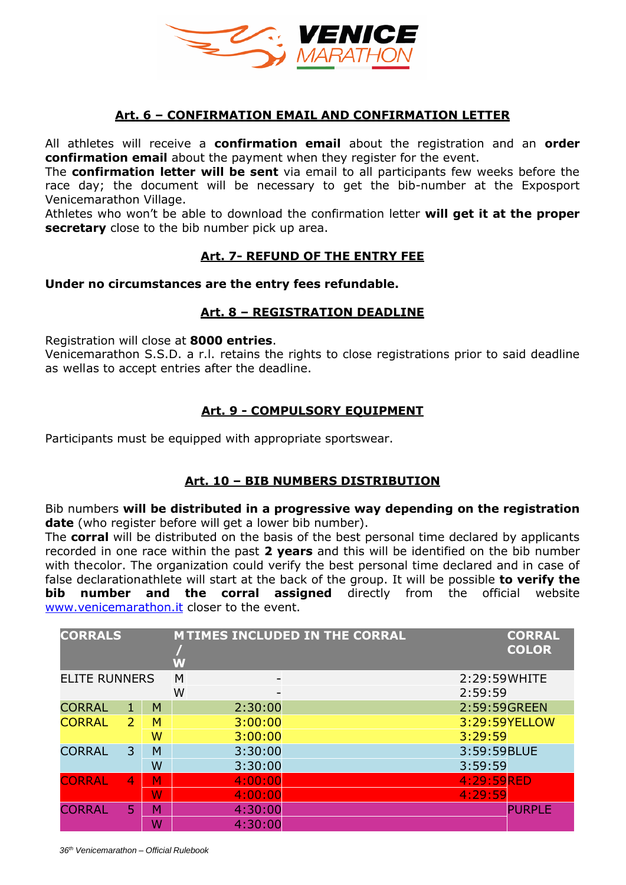## Art. 6 – CONFIRMATION EMAIL AND CONFIRMATION LETTER

All athletes will receive a **confirmation email** about the registration and an **order confirmation email** about the payment when they register for the event.
The **confirmation letter will be sent** via email to all participants few weeks before the race day; the document will be necessary to get the bib-number at the Exposport Venicemarathon Village.
Athletes who won't be able to download the confirmation letter **will get it at the proper secretary** close to the bib number pick up area.

## Art. 7- REFUND OF THE ENTRY FEE

**Under no circumstances are the entry fees refundable.**

## Art. 8 – REGISTRATION DEADLINE

Registration will close at **8000 entries**.
Venicemarathon S.S.D. a r.l. retains the rights to close registrations prior to said deadline as wellas to accept entries after the deadline.

## Art. 9 - COMPULSORY EQUIPMENT

Participants must be equipped with appropriate sportswear.

## Art. 10 – BIB NUMBERS DISTRIBUTION

Bib numbers **will be distributed in a progressive way depending on the registration date** (who register before will get a lower bib number).
The **corral** will be distributed on the basis of the best personal time declared by applicants recorded in one race within the past **2 years** and this will be identified on the bib number with thecolor. The organization could verify the best personal time declared and in case of false declarationathlete will start at the back of the group. It will be possible **to verify the bib number and the corral assigned** directly from the official website www.venicemarathon.it closer to the event.

| CORRALS | | M / W | TIMES INCLUDED IN THE CORRAL | | CORRAL COLOR |
|---|---|---|---|---|---|
| ELITE RUNNERS | | M | - | 2:29:59 | WHITE |
| | | W | - | 2:59:59 | |
| CORRAL | 1 | M | 2:30:00 | 2:59:59 | GREEN |
| CORRAL | 2 | M | 3:00:00 | 3:29:59 | YELLOW |
| | | W | 3:00:00 | 3:29:59 | |
| CORRAL | 3 | M | 3:30:00 | 3:59:59 | BLUE |
| | | W | 3:30:00 | 3:59:59 | |
| CORRAL | 4 | M | 4:00:00 | 4:29:59 | RED |
| | | W | 4:00:00 | 4:29:59 | |
| CORRAL | 5 | M | 4:30:00 | | PURPLE |
| | | W | 4:30:00 | | |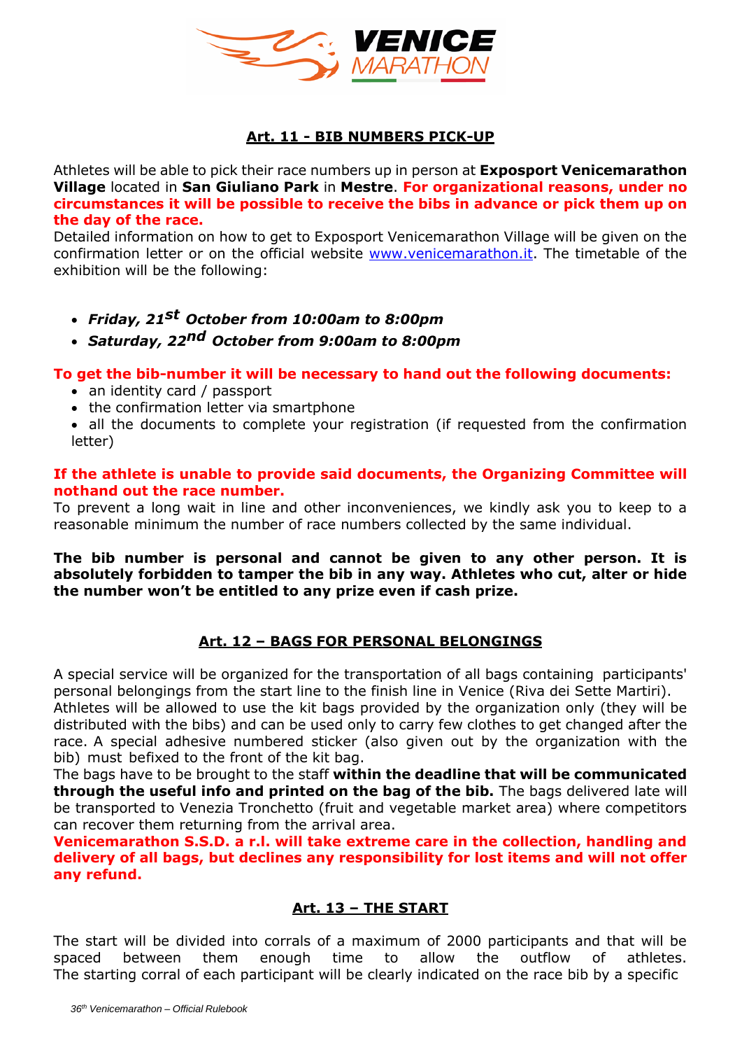## Art. 11 - BIB NUMBERS PICK-UP

Athletes will be able to pick their race numbers up in person at **Exposport Venicemarathon Village** located in **San Giuliano Park** in **Mestre**. **For organizational reasons, under no circumstances it will be possible to receive the bibs in advance or pick them up on the day of the race.**

Detailed information on how to get to Exposport Venicemarathon Village will be given on the confirmation letter or on the official website www.venicemarathon.it. The timetable of the exhibition will be the following:

- ***Friday, 21st October from 10:00am to 8:00pm***
- ***Saturday, 22nd October from 9:00am to 8:00pm***

**To get the bib-number it will be necessary to hand out the following documents:**

- an identity card / passport
- the confirmation letter via smartphone
- all the documents to complete your registration (if requested from the confirmation letter)

**If the athlete is unable to provide said documents, the Organizing Committee will nothand out the race number.**

To prevent a long wait in line and other inconveniences, we kindly ask you to keep to a reasonable minimum the number of race numbers collected by the same individual.

**The bib number is personal and cannot be given to any other person. It is absolutely forbidden to tamper the bib in any way. Athletes who cut, alter or hide the number won't be entitled to any prize even if cash prize.**

## Art. 12 – BAGS FOR PERSONAL BELONGINGS

A special service will be organized for the transportation of all bags containing participants' personal belongings from the start line to the finish line in Venice (Riva dei Sette Martiri).

Athletes will be allowed to use the kit bags provided by the organization only (they will be distributed with the bibs) and can be used only to carry few clothes to get changed after the race. A special adhesive numbered sticker (also given out by the organization with the bib) must befixed to the front of the kit bag.

The bags have to be brought to the staff **within the deadline that will be communicated through the useful info and printed on the bag of the bib.** The bags delivered late will be transported to Venezia Tronchetto (fruit and vegetable market area) where competitors can recover them returning from the arrival area.

**Venicemarathon S.S.D. a r.l. will take extreme care in the collection, handling and delivery of all bags, but declines any responsibility for lost items and will not offer any refund.**

## Art. 13 – THE START

The start will be divided into corrals of a maximum of 2000 participants and that will be spaced between them enough time to allow the outflow of athletes. The starting corral of each participant will be clearly indicated on the race bib by a specific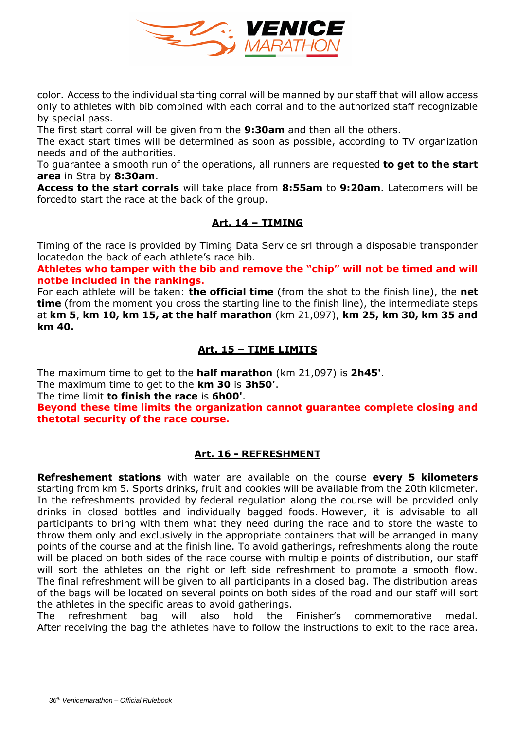color. Access to the individual starting corral will be manned by our staff that will allow access only to athletes with bib combined with each corral and to the authorized staff recognizable by special pass.

The first start corral will be given from the **9:30am** and then all the others.

The exact start times will be determined as soon as possible, according to TV organization needs and of the authorities.

To guarantee a smooth run of the operations, all runners are requested **to get to the start area** in Stra by **8:30am**.

**Access to the start corrals** will take place from **8:55am** to **9:20am**. Latecomers will be forcedto start the race at the back of the group.

## Art. 14 – TIMING

Timing of the race is provided by Timing Data Service srl through a disposable transponder locatedon the back of each athlete's race bib.

**Athletes who tamper with the bib and remove the "chip" will not be timed and will notbe included in the rankings.**

For each athlete will be taken: **the official time** (from the shot to the finish line), the **net time** (from the moment you cross the starting line to the finish line), the intermediate steps at **km 5**, **km 10, km 15, at the half marathon** (km 21,097), **km 25, km 30, km 35 and km 40.**

## Art. 15 – TIME LIMITS

The maximum time to get to the **half marathon** (km 21,097) is **2h45'**.

The maximum time to get to the **km 30** is **3h50'**.

The time limit **to finish the race** is **6h00'**.

**Beyond these time limits the organization cannot guarantee complete closing and thetotal security of the race course.**

## Art. 16 - REFRESHMENT

**Refreshement stations** with water are available on the course **every 5 kilometers** starting from km 5. Sports drinks, fruit and cookies will be available from the 20th kilometer. In the refreshments provided by federal regulation along the course will be provided only drinks in closed bottles and individually bagged foods. However, it is advisable to all participants to bring with them what they need during the race and to store the waste to throw them only and exclusively in the appropriate containers that will be arranged in many points of the course and at the finish line. To avoid gatherings, refreshments along the route will be placed on both sides of the race course with multiple points of distribution, our staff will sort the athletes on the right or left side refreshment to promote a smooth flow. The final refreshment will be given to all participants in a closed bag. The distribution areas of the bags will be located on several points on both sides of the road and our staff will sort the athletes in the specific areas to avoid gatherings.

The refreshment bag will also hold the Finisher's commemorative medal. After receiving the bag the athletes have to follow the instructions to exit to the race area.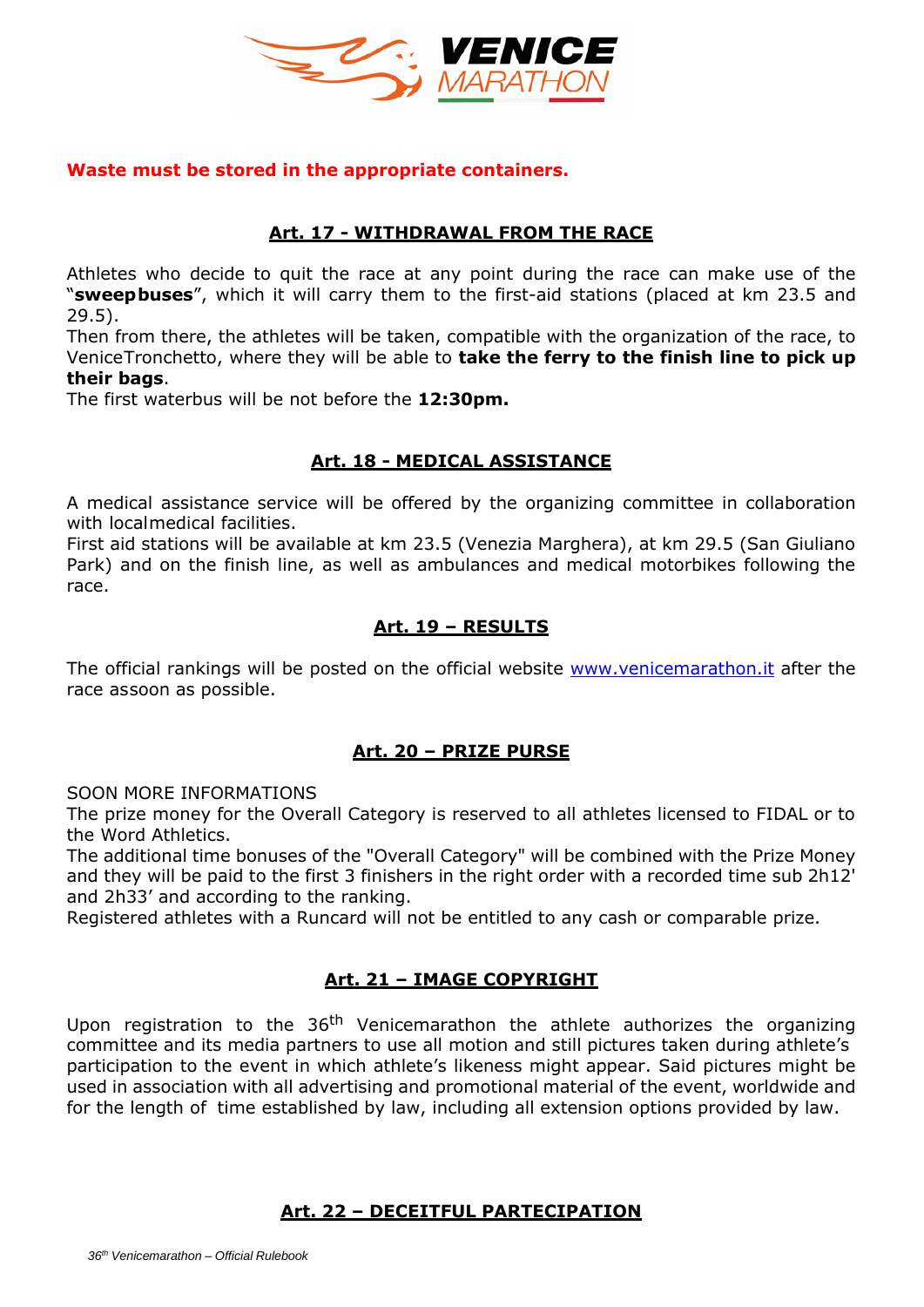**Waste must be stored in the appropriate containers.**

## Art. 17 - WITHDRAWAL FROM THE RACE

Athletes who decide to quit the race at any point during the race can make use of the "**sweepbuses**", which it will carry them to the first-aid stations (placed at km 23.5 and 29.5).
Then from there, the athletes will be taken, compatible with the organization of the race, to VeniceTronchetto, where they will be able to **take the ferry to the finish line to pick up their bags**.
The first waterbus will be not before the **12:30pm.**

## Art. 18 - MEDICAL ASSISTANCE

A medical assistance service will be offered by the organizing committee in collaboration with localmedical facilities.
First aid stations will be available at km 23.5 (Venezia Marghera), at km 29.5 (San Giuliano Park) and on the finish line, as well as ambulances and medical motorbikes following the race.

## Art. 19 – RESULTS

The official rankings will be posted on the official website www.venicemarathon.it after the race assoon as possible.

## Art. 20 – PRIZE PURSE

SOON MORE INFORMATIONS
The prize money for the Overall Category is reserved to all athletes licensed to FIDAL or to the Word Athletics.
The additional time bonuses of the "Overall Category" will be combined with the Prize Money and they will be paid to the first 3 finishers in the right order with a recorded time sub 2h12' and 2h33' and according to the ranking.
Registered athletes with a Runcard will not be entitled to any cash or comparable prize.

## Art. 21 – IMAGE COPYRIGHT

Upon registration to the 36th Venicemarathon the athlete authorizes the organizing committee and its media partners to use all motion and still pictures taken during athlete's participation to the event in which athlete's likeness might appear. Said pictures might be used in association with all advertising and promotional material of the event, worldwide and for the length of time established by law, including all extension options provided by law.

## Art. 22 – DECEITFUL PARTECIPATION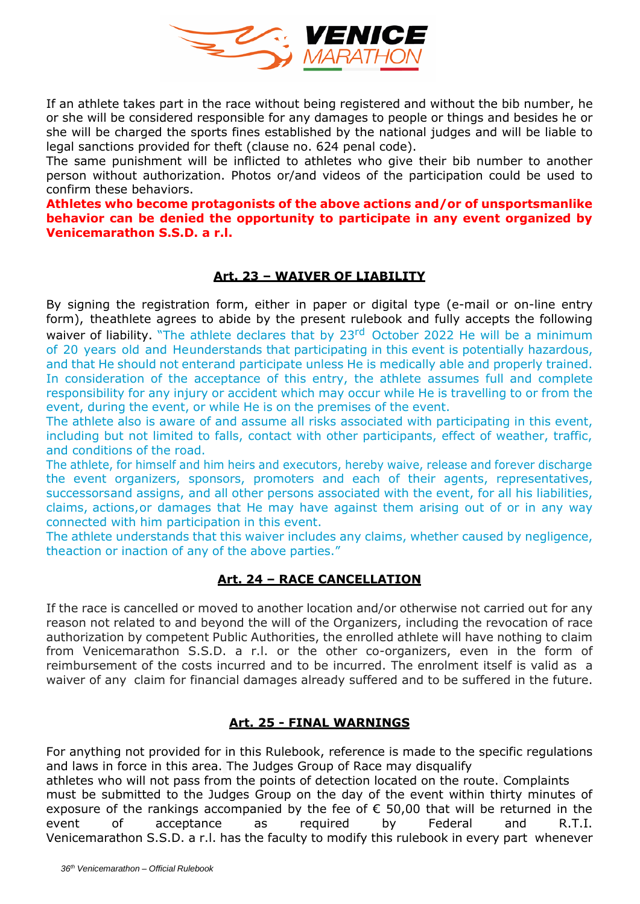If an athlete takes part in the race without being registered and without the bib number, he or she will be considered responsible for any damages to people or things and besides he or she will be charged the sports fines established by the national judges and will be liable to legal sanctions provided for theft (clause no. 624 penal code).
The same punishment will be inflicted to athletes who give their bib number to another person without authorization. Photos or/and videos of the participation could be used to confirm these behaviors.

**Athletes who become protagonists of the above actions and/or of unsportsmanlike behavior can be denied the opportunity to participate in any event organized by Venicemarathon S.S.D. a r.l.**

## Art. 23 – WAIVER OF LIABILITY

By signing the registration form, either in paper or digital type (e-mail or on-line entry form), theathlete agrees to abide by the present rulebook and fully accepts the following waiver of liability. "The athlete declares that by 23rd October 2022 He will be a minimum of 20 years old and Heunderstands that participating in this event is potentially hazardous, and that He should not enterand participate unless He is medically able and properly trained. In consideration of the acceptance of this entry, the athlete assumes full and complete responsibility for any injury or accident which may occur while He is travelling to or from the event, during the event, or while He is on the premises of the event.
The athlete also is aware of and assume all risks associated with participating in this event, including but not limited to falls, contact with other participants, effect of weather, traffic, and conditions of the road.
The athlete, for himself and him heirs and executors, hereby waive, release and forever discharge the event organizers, sponsors, promoters and each of their agents, representatives, successorsand assigns, and all other persons associated with the event, for all his liabilities, claims, actions,or damages that He may have against them arising out of or in any way connected with him participation in this event.
The athlete understands that this waiver includes any claims, whether caused by negligence, theaction or inaction of any of the above parties."

## Art. 24 – RACE CANCELLATION

If the race is cancelled or moved to another location and/or otherwise not carried out for any reason not related to and beyond the will of the Organizers, including the revocation of race authorization by competent Public Authorities, the enrolled athlete will have nothing to claim from Venicemarathon S.S.D. a r.l. or the other co-organizers, even in the form of reimbursement of the costs incurred and to be incurred. The enrolment itself is valid as a waiver of any claim for financial damages already suffered and to be suffered in the future.

## Art. 25 - FINAL WARNINGS

For anything not provided for in this Rulebook, reference is made to the specific regulations and laws in force in this area. The Judges Group of Race may disqualify athletes who will not pass from the points of detection located on the route. Complaints must be submitted to the Judges Group on the day of the event within thirty minutes of exposure of the rankings accompanied by the fee of € 50,00 that will be returned in the event of acceptance as required by Federal and R.T.I.
Venicemarathon S.S.D. a r.l. has the faculty to modify this rulebook in every part whenever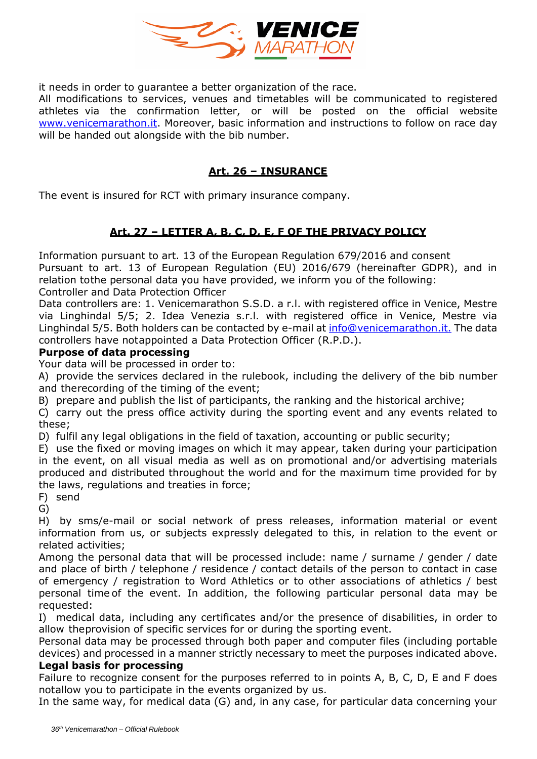it needs in order to guarantee a better organization of the race.

All modifications to services, venues and timetables will be communicated to registered athletes via the confirmation letter, or will be posted on the official website [www.venicemarathon.it](http://www.venicemarathon.it). Moreover, basic information and instructions to follow on race day will be handed out alongside with the bib number.

## Art. 26 – INSURANCE

The event is insured for RCT with primary insurance company.

## Art. 27 – LETTER A, B, C, D, E, F OF THE PRIVACY POLICY

Information pursuant to art. 13 of the European Regulation 679/2016 and consent

Pursuant to art. 13 of European Regulation (EU) 2016/679 (hereinafter GDPR), and in relation tothe personal data you have provided, we inform you of the following:

Controller and Data Protection Officer

Data controllers are: 1. Venicemarathon S.S.D. a r.l. with registered office in Venice, Mestre via Linghindal 5/5; 2. Idea Venezia s.r.l. with registered office in Venice, Mestre via Linghindal 5/5. Both holders can be contacted by e-mail at [info@venicemarathon.it.](mailto:info@venicemarathon.it) The data controllers have notappointed a Data Protection Officer (R.P.D.).

**Purpose of data processing**

Your data will be processed in order to:

A) provide the services declared in the rulebook, including the delivery of the bib number and therecording of the timing of the event;

B) prepare and publish the list of participants, the ranking and the historical archive;

C) carry out the press office activity during the sporting event and any events related to these;

D) fulfil any legal obligations in the field of taxation, accounting or public security;

E) use the fixed or moving images on which it may appear, taken during your participation in the event, on all visual media as well as on promotional and/or advertising materials produced and distributed throughout the world and for the maximum time provided for by the laws, regulations and treaties in force;

F) send

G)

H) by sms/e-mail or social network of press releases, information material or event information from us, or subjects expressly delegated to this, in relation to the event or related activities;

Among the personal data that will be processed include: name / surname / gender / date and place of birth / telephone / residence / contact details of the person to contact in case of emergency / registration to Word Athletics or to other associations of athletics / best personal time of the event. In addition, the following particular personal data may be requested:

I) medical data, including any certificates and/or the presence of disabilities, in order to allow theprovision of specific services for or during the sporting event.

Personal data may be processed through both paper and computer files (including portable devices) and processed in a manner strictly necessary to meet the purposes indicated above.

**Legal basis for processing**

Failure to recognize consent for the purposes referred to in points A, B, C, D, E and F does notallow you to participate in the events organized by us.

In the same way, for medical data (G) and, in any case, for particular data concerning your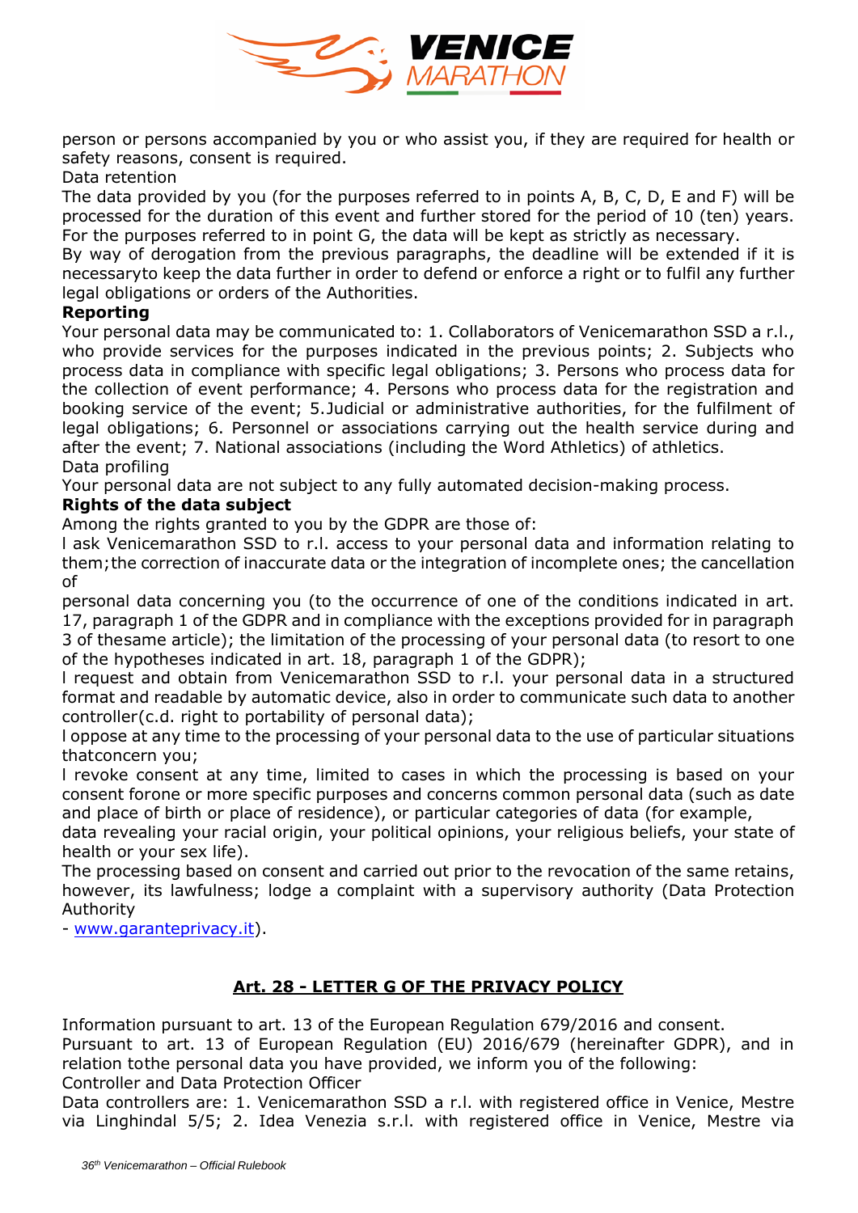person or persons accompanied by you or who assist you, if they are required for health or safety reasons, consent is required.

Data retention

The data provided by you (for the purposes referred to in points A, B, C, D, E and F) will be processed for the duration of this event and further stored for the period of 10 (ten) years. For the purposes referred to in point G, the data will be kept as strictly as necessary.

By way of derogation from the previous paragraphs, the deadline will be extended if it is necessaryto keep the data further in order to defend or enforce a right or to fulfil any further legal obligations or orders of the Authorities.

**Reporting**

Your personal data may be communicated to: 1. Collaborators of Venicemarathon SSD a r.l., who provide services for the purposes indicated in the previous points; 2. Subjects who process data in compliance with specific legal obligations; 3. Persons who process data for the collection of event performance; 4. Persons who process data for the registration and booking service of the event; 5.Judicial or administrative authorities, for the fulfilment of legal obligations; 6. Personnel or associations carrying out the health service during and after the event; 7. National associations (including the Word Athletics) of athletics.

Data profiling

Your personal data are not subject to any fully automated decision-making process.

**Rights of the data subject**

Among the rights granted to you by the GDPR are those of:

l ask Venicemarathon SSD to r.l. access to your personal data and information relating to them;the correction of inaccurate data or the integration of incomplete ones; the cancellation of personal data concerning you (to the occurrence of one of the conditions indicated in art. 17, paragraph 1 of the GDPR and in compliance with the exceptions provided for in paragraph 3 of thesame article); the limitation of the processing of your personal data (to resort to one of the hypotheses indicated in art. 18, paragraph 1 of the GDPR);

l request and obtain from Venicemarathon SSD to r.l. your personal data in a structured format and readable by automatic device, also in order to communicate such data to another controller(c.d. right to portability of personal data);

l oppose at any time to the processing of your personal data to the use of particular situations thatconcern you;

l revoke consent at any time, limited to cases in which the processing is based on your consent forone or more specific purposes and concerns common personal data (such as date and place of birth or place of residence), or particular categories of data (for example, data revealing your racial origin, your political opinions, your religious beliefs, your state of health or your sex life).

The processing based on consent and carried out prior to the revocation of the same retains, however, its lawfulness; lodge a complaint with a supervisory authority (Data Protection Authority
- www.garanteprivacy.it).

## Art. 28 - LETTER G OF THE PRIVACY POLICY

Information pursuant to art. 13 of the European Regulation 679/2016 and consent.

Pursuant to art. 13 of European Regulation (EU) 2016/679 (hereinafter GDPR), and in relation tothe personal data you have provided, we inform you of the following:

Controller and Data Protection Officer

Data controllers are: 1. Venicemarathon SSD a r.l. with registered office in Venice, Mestre via Linghindal 5/5; 2. Idea Venezia s.r.l. with registered office in Venice, Mestre via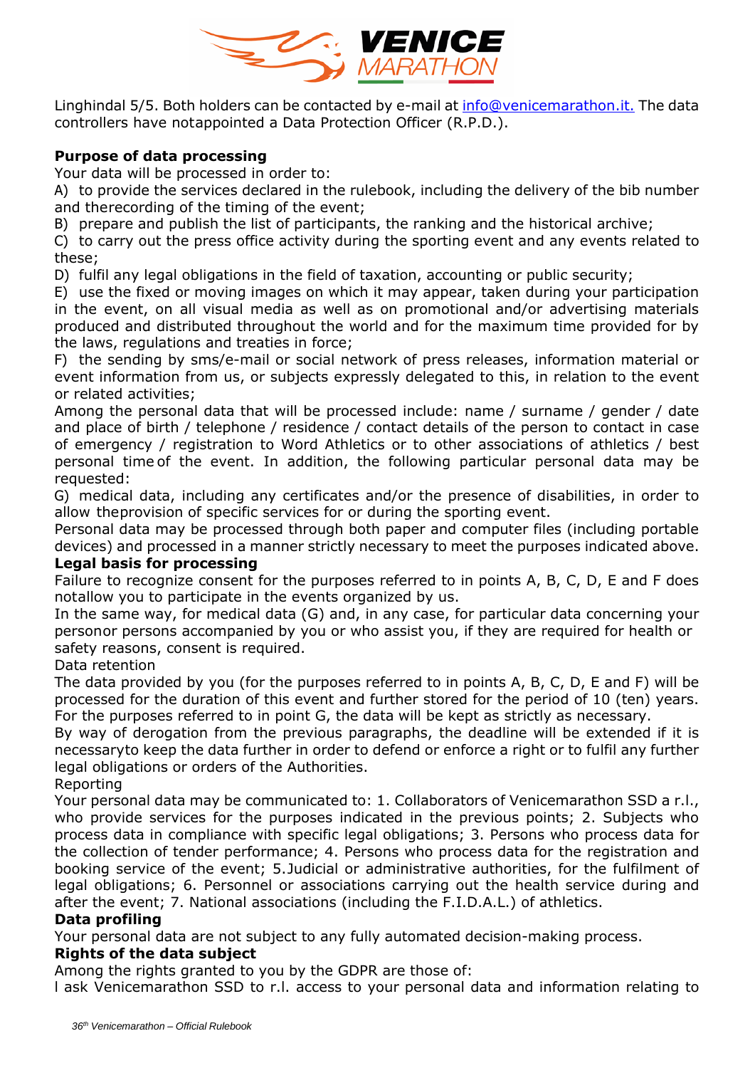Linghindal 5/5. Both holders can be contacted by e-mail at info@venicemarathon.it. The data controllers have notappointed a Data Protection Officer (R.P.D.).

**Purpose of data processing**

Your data will be processed in order to:

A) to provide the services declared in the rulebook, including the delivery of the bib number and therecording of the timing of the event;

B) prepare and publish the list of participants, the ranking and the historical archive;

C) to carry out the press office activity during the sporting event and any events related to these;

D) fulfil any legal obligations in the field of taxation, accounting or public security;

E) use the fixed or moving images on which it may appear, taken during your participation in the event, on all visual media as well as on promotional and/or advertising materials produced and distributed throughout the world and for the maximum time provided for by the laws, regulations and treaties in force;

F) the sending by sms/e-mail or social network of press releases, information material or event information from us, or subjects expressly delegated to this, in relation to the event or related activities;

Among the personal data that will be processed include: name / surname / gender / date and place of birth / telephone / residence / contact details of the person to contact in case of emergency / registration to Word Athletics or to other associations of athletics / best personal time of the event. In addition, the following particular personal data may be requested:

G) medical data, including any certificates and/or the presence of disabilities, in order to allow theprovision of specific services for or during the sporting event.

Personal data may be processed through both paper and computer files (including portable devices) and processed in a manner strictly necessary to meet the purposes indicated above.

**Legal basis for processing**

Failure to recognize consent for the purposes referred to in points A, B, C, D, E and F does notallow you to participate in the events organized by us.

In the same way, for medical data (G) and, in any case, for particular data concerning your personor persons accompanied by you or who assist you, if they are required for health or safety reasons, consent is required.

Data retention

The data provided by you (for the purposes referred to in points A, B, C, D, E and F) will be processed for the duration of this event and further stored for the period of 10 (ten) years. For the purposes referred to in point G, the data will be kept as strictly as necessary.

By way of derogation from the previous paragraphs, the deadline will be extended if it is necessaryto keep the data further in order to defend or enforce a right or to fulfil any further legal obligations or orders of the Authorities.

Reporting

Your personal data may be communicated to: 1. Collaborators of Venicemarathon SSD a r.l., who provide services for the purposes indicated in the previous points; 2. Subjects who process data in compliance with specific legal obligations; 3. Persons who process data for the collection of tender performance; 4. Persons who process data for the registration and booking service of the event; 5.Judicial or administrative authorities, for the fulfilment of legal obligations; 6. Personnel or associations carrying out the health service during and after the event; 7. National associations (including the F.I.D.A.L.) of athletics.

**Data profiling**

Your personal data are not subject to any fully automated decision-making process.

**Rights of the data subject**

Among the rights granted to you by the GDPR are those of:

I ask Venicemarathon SSD to r.l. access to your personal data and information relating to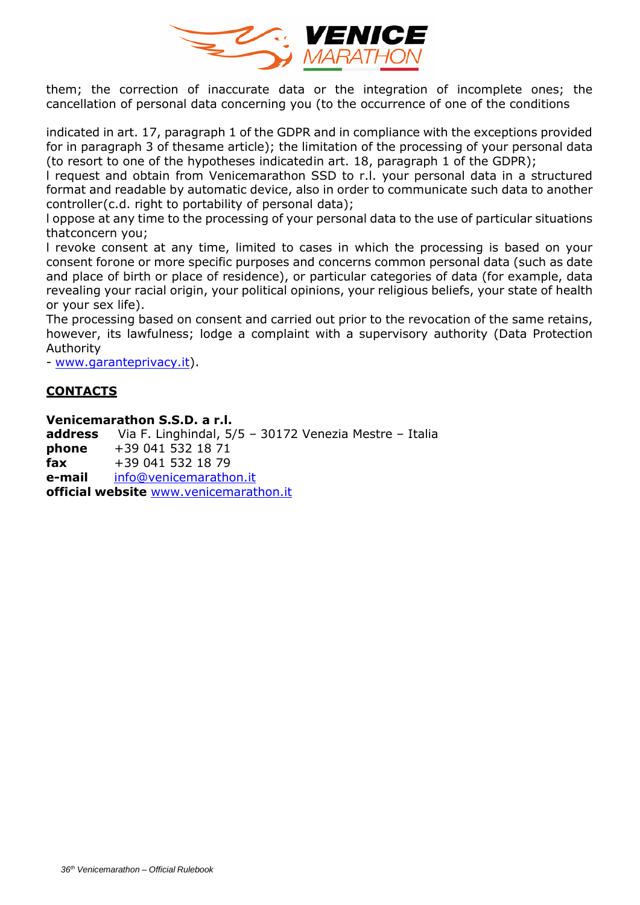them; the correction of inaccurate data or the integration of incomplete ones; the cancellation of personal data concerning you (to the occurrence of one of the conditions

indicated in art. 17, paragraph 1 of the GDPR and in compliance with the exceptions provided for in paragraph 3 of thesame article); the limitation of the processing of your personal data (to resort to one of the hypotheses indicatedin art. 18, paragraph 1 of the GDPR);
l request and obtain from Venicemarathon SSD to r.l. your personal data in a structured format and readable by automatic device, also in order to communicate such data to another controller(c.d. right to portability of personal data);
l oppose at any time to the processing of your personal data to the use of particular situations thatconcern you;
l revoke consent at any time, limited to cases in which the processing is based on your consent forone or more specific purposes and concerns common personal data (such as date and place of birth or place of residence), or particular categories of data (for example, data revealing your racial origin, your political opinions, your religious beliefs, your state of health or your sex life).
The processing based on consent and carried out prior to the revocation of the same retains, however, its lawfulness; lodge a complaint with a supervisory authority (Data Protection Authority
- www.garanteprivacy.it).

## CONTACTS

**Venicemarathon S.S.D. a r.l.**
**address** Via F. Linghindal, 5/5 – 30172 Venezia Mestre – Italia
**phone** +39 041 532 18 71
**fax** +39 041 532 18 79
**e-mail** info@venicemarathon.it
**official website** www.venicemarathon.it